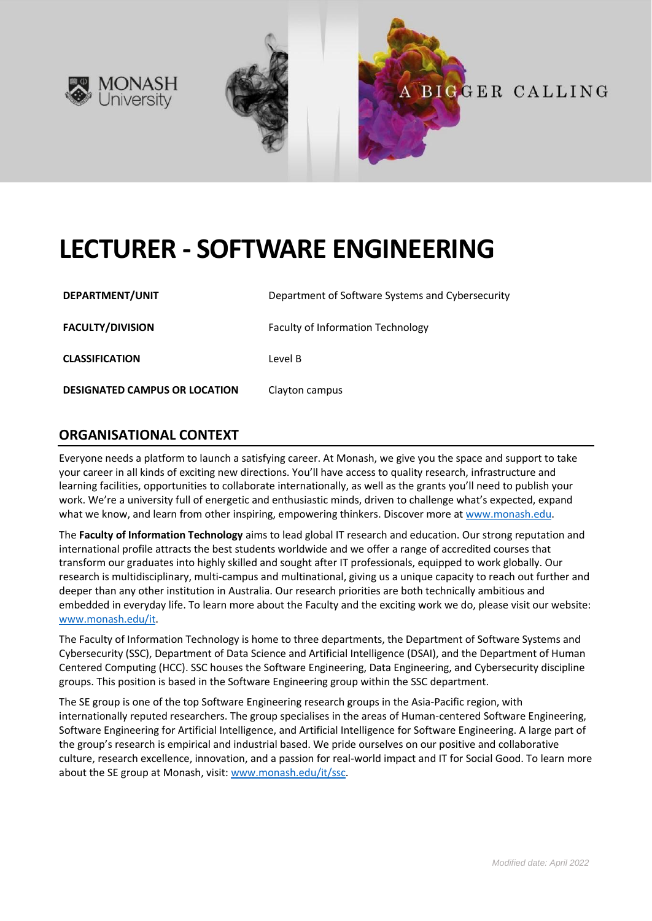# LECTURER - SOFTWARE ENGINEERING

| | |
|---|---|
| **DEPARTMENT/UNIT** | Department of Software Systems and Cybersecurity |
| **FACULTY/DIVISION** | Faculty of Information Technology |
| **CLASSIFICATION** | Level B |
| **DESIGNATED CAMPUS OR LOCATION** | Clayton campus |

## ORGANISATIONAL CONTEXT

Everyone needs a platform to launch a satisfying career. At Monash, we give you the space and support to take your career in all kinds of exciting new directions. You'll have access to quality research, infrastructure and learning facilities, opportunities to collaborate internationally, as well as the grants you'll need to publish your work. We're a university full of energetic and enthusiastic minds, driven to challenge what's expected, expand what we know, and learn from other inspiring, empowering thinkers. Discover more at [www.monash.edu](www.monash.edu).

The **Faculty of Information Technology** aims to lead global IT research and education. Our strong reputation and international profile attracts the best students worldwide and we offer a range of accredited courses that transform our graduates into highly skilled and sought after IT professionals, equipped to work globally. Our research is multidisciplinary, multi-campus and multinational, giving us a unique capacity to reach out further and deeper than any other institution in Australia. Our research priorities are both technically ambitious and embedded in everyday life. To learn more about the Faculty and the exciting work we do, please visit our website: [www.monash.edu/it](www.monash.edu/it).

The Faculty of Information Technology is home to three departments, the Department of Software Systems and Cybersecurity (SSC), Department of Data Science and Artificial Intelligence (DSAI), and the Department of Human Centered Computing (HCC). SSC houses the Software Engineering, Data Engineering, and Cybersecurity discipline groups. This position is based in the Software Engineering group within the SSC department.

The SE group is one of the top Software Engineering research groups in the Asia-Pacific region, with internationally reputed researchers. The group specialises in the areas of Human-centered Software Engineering, Software Engineering for Artificial Intelligence, and Artificial Intelligence for Software Engineering. A large part of the group's research is empirical and industrial based. We pride ourselves on our positive and collaborative culture, research excellence, innovation, and a passion for real-world impact and IT for Social Good. To learn more about the SE group at Monash, visit: [www.monash.edu/it/ssc](www.monash.edu/it/ssc).

*Modified date: April 2022*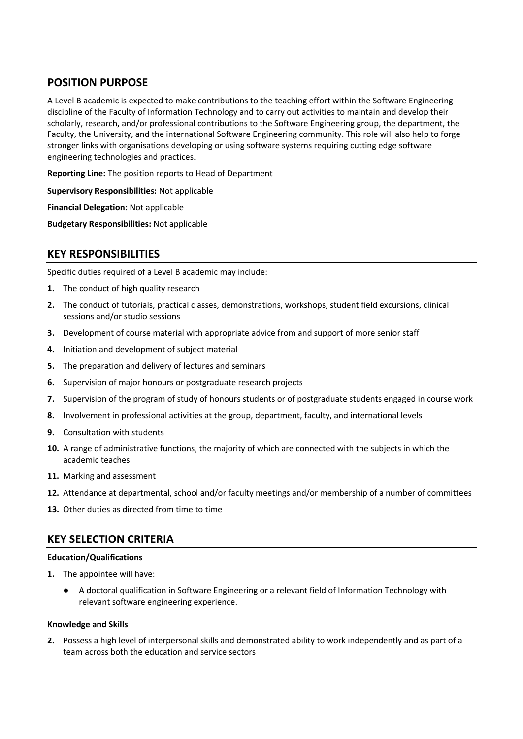## POSITION PURPOSE

A Level B academic is expected to make contributions to the teaching effort within the Software Engineering discipline of the Faculty of Information Technology and to carry out activities to maintain and develop their scholarly, research, and/or professional contributions to the Software Engineering group, the department, the Faculty, the University, and the international Software Engineering community. This role will also help to forge stronger links with organisations developing or using software systems requiring cutting edge software engineering technologies and practices.

**Reporting Line:** The position reports to Head of Department

**Supervisory Responsibilities:** Not applicable

**Financial Delegation:** Not applicable

**Budgetary Responsibilities:** Not applicable

## KEY RESPONSIBILITIES

Specific duties required of a Level B academic may include:

1. The conduct of high quality research
2. The conduct of tutorials, practical classes, demonstrations, workshops, student field excursions, clinical sessions and/or studio sessions
3. Development of course material with appropriate advice from and support of more senior staff
4. Initiation and development of subject material
5. The preparation and delivery of lectures and seminars
6. Supervision of major honours or postgraduate research projects
7. Supervision of the program of study of honours students or of postgraduate students engaged in course work
8. Involvement in professional activities at the group, department, faculty, and international levels
9. Consultation with students
10. A range of administrative functions, the majority of which are connected with the subjects in which the academic teaches
11. Marking and assessment
12. Attendance at departmental, school and/or faculty meetings and/or membership of a number of committees
13. Other duties as directed from time to time

## KEY SELECTION CRITERIA

**Education/Qualifications**

1. The appointee will have:
    - A doctoral qualification in Software Engineering or a relevant field of Information Technology with relevant software engineering experience.

**Knowledge and Skills**

2. Possess a high level of interpersonal skills and demonstrated ability to work independently and as part of a team across both the education and service sectors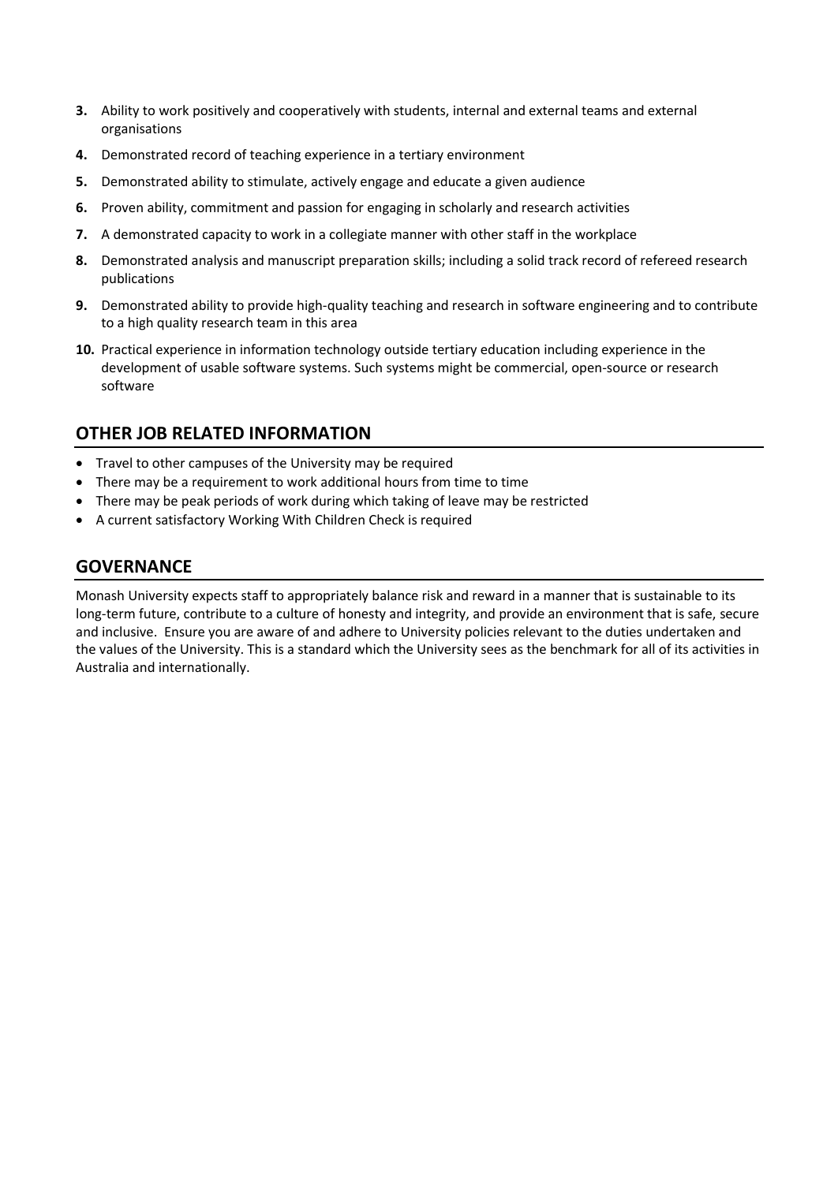3. Ability to work positively and cooperatively with students, internal and external teams and external organisations
4. Demonstrated record of teaching experience in a tertiary environment
5. Demonstrated ability to stimulate, actively engage and educate a given audience
6. Proven ability, commitment and passion for engaging in scholarly and research activities
7. A demonstrated capacity to work in a collegiate manner with other staff in the workplace
8. Demonstrated analysis and manuscript preparation skills; including a solid track record of refereed research publications
9. Demonstrated ability to provide high-quality teaching and research in software engineering and to contribute to a high quality research team in this area
10. Practical experience in information technology outside tertiary education including experience in the development of usable software systems. Such systems might be commercial, open-source or research software

## OTHER JOB RELATED INFORMATION

- Travel to other campuses of the University may be required
- There may be a requirement to work additional hours from time to time
- There may be peak periods of work during which taking of leave may be restricted
- A current satisfactory Working With Children Check is required

## GOVERNANCE

Monash University expects staff to appropriately balance risk and reward in a manner that is sustainable to its long-term future, contribute to a culture of honesty and integrity, and provide an environment that is safe, secure and inclusive. Ensure you are aware of and adhere to University policies relevant to the duties undertaken and the values of the University. This is a standard which the University sees as the benchmark for all of its activities in Australia and internationally.